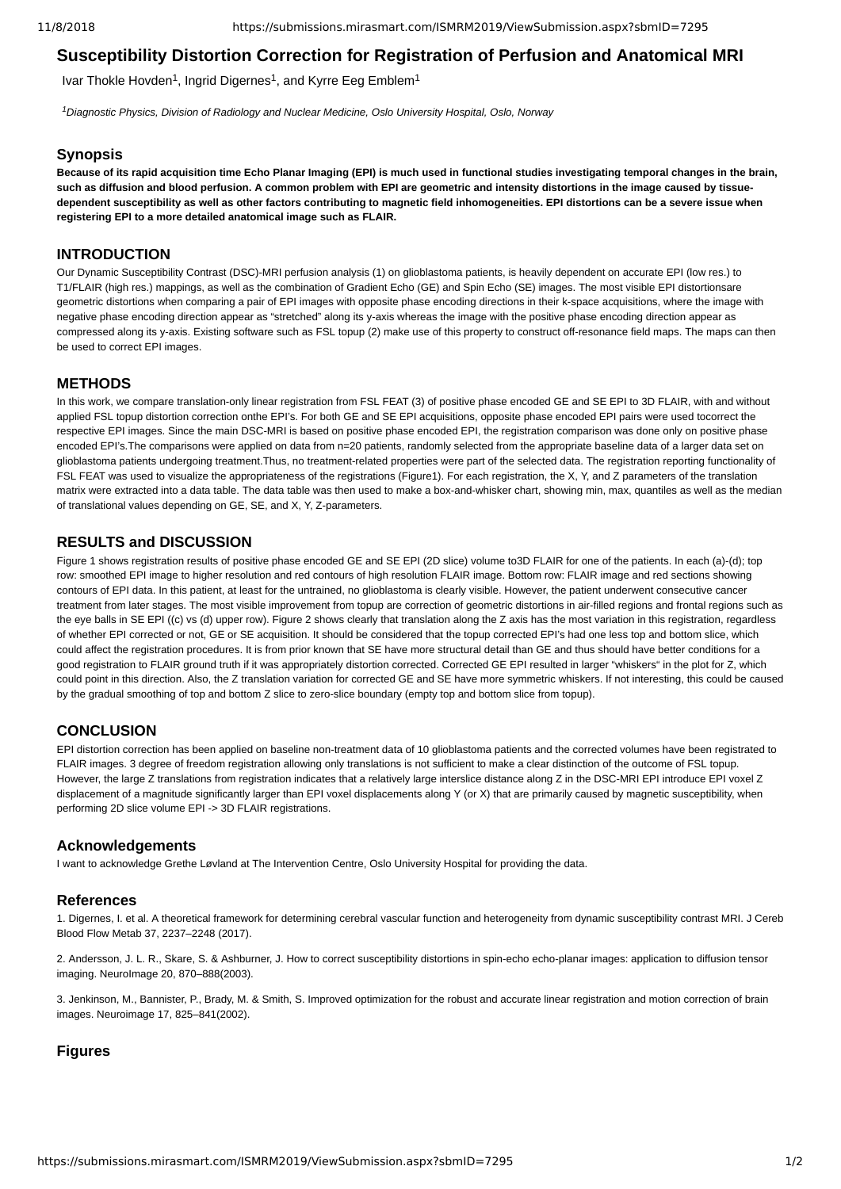# Susceptibility Distortion Correction for Registration of Perfusion and Anatomical MRI

Ivar Thokle Hovden[1], Ingrid Digernes[1], and Kyrre Eeg Emblem[1]

[1]*Diagnostic Physics, Division of Radiology and Nuclear Medicine, Oslo University Hospital, Oslo, Norway*

## Synopsis

**Because of its rapid acquisition time Echo Planar Imaging (EPI) is much used in functional studies investigating temporal changes in the brain, such as diffusion and blood perfusion. A common problem with EPI are geometric and intensity distortions in the image caused by tissue-dependent susceptibility as well as other factors contributing to magnetic field inhomogeneities. EPI distortions can be a severe issue when registering EPI to a more detailed anatomical image such as FLAIR.**

## INTRODUCTION

Our Dynamic Susceptibility Contrast (DSC)-MRI perfusion analysis (1) on glioblastoma patients, is heavily dependent on accurate EPI (low res.) to T1/FLAIR (high res.) mappings, as well as the combination of Gradient Echo (GE) and Spin Echo (SE) images. The most visible EPI distortionsare geometric distortions when comparing a pair of EPI images with opposite phase encoding directions in their k-space acquisitions, where the image with negative phase encoding direction appear as "stretched" along its y-axis whereas the image with the positive phase encoding direction appear as compressed along its y-axis. Existing software such as FSL topup (2) make use of this property to construct off-resonance field maps. The maps can then be used to correct EPI images.

## METHODS

In this work, we compare translation-only linear registration from FSL FEAT (3) of positive phase encoded GE and SE EPI to 3D FLAIR, with and without applied FSL topup distortion correction onthe EPI's. For both GE and SE EPI acquisitions, opposite phase encoded EPI pairs were used tocorrect the respective EPI images. Since the main DSC-MRI is based on positive phase encoded EPI, the registration comparison was done only on positive phase encoded EPI's.The comparisons were applied on data from n=20 patients, randomly selected from the appropriate baseline data of a larger data set on glioblastoma patients undergoing treatment.Thus, no treatment-related properties were part of the selected data. The registration reporting functionality of FSL FEAT was used to visualize the appropriateness of the registrations (Figure1). For each registration, the X, Y, and Z parameters of the translation matrix were extracted into a data table. The data table was then used to make a box-and-whisker chart, showing min, max, quantiles as well as the median of translational values depending on GE, SE, and X, Y, Z-parameters.

## RESULTS and DISCUSSION

Figure 1 shows registration results of positive phase encoded GE and SE EPI (2D slice) volume to3D FLAIR for one of the patients. In each (a)-(d); top row: smoothed EPI image to higher resolution and red contours of high resolution FLAIR image. Bottom row: FLAIR image and red sections showing contours of EPI data. In this patient, at least for the untrained, no glioblastoma is clearly visible. However, the patient underwent consecutive cancer treatment from later stages. The most visible improvement from topup are correction of geometric distortions in air-filled regions and frontal regions such as the eye balls in SE EPI ((c) vs (d) upper row). Figure 2 shows clearly that translation along the Z axis has the most variation in this registration, regardless of whether EPI corrected or not, GE or SE acquisition. It should be considered that the topup corrected EPI's had one less top and bottom slice, which could affect the registration procedures. It is from prior known that SE have more structural detail than GE and thus should have better conditions for a good registration to FLAIR ground truth if it was appropriately distortion corrected. Corrected GE EPI resulted in larger "whiskers" in the plot for Z, which could point in this direction. Also, the Z translation variation for corrected GE and SE have more symmetric whiskers. If not interesting, this could be caused by the gradual smoothing of top and bottom Z slice to zero-slice boundary (empty top and bottom slice from topup).

## CONCLUSION

EPI distortion correction has been applied on baseline non-treatment data of 10 glioblastoma patients and the corrected volumes have been registrated to FLAIR images. 3 degree of freedom registration allowing only translations is not sufficient to make a clear distinction of the outcome of FSL topup. However, the large Z translations from registration indicates that a relatively large interslice distance along Z in the DSC-MRI EPI introduce EPI voxel Z displacement of a magnitude significantly larger than EPI voxel displacements along Y (or X) that are primarily caused by magnetic susceptibility, when performing 2D slice volume EPI -> 3D FLAIR registrations.

## Acknowledgements

I want to acknowledge Grethe Løvland at The Intervention Centre, Oslo University Hospital for providing the data.

## References

1. Digernes, I. et al. A theoretical framework for determining cerebral vascular function and heterogeneity from dynamic susceptibility contrast MRI. J Cereb Blood Flow Metab 37, 2237–2248 (2017).

2. Andersson, J. L. R., Skare, S. & Ashburner, J. How to correct susceptibility distortions in spin-echo echo-planar images: application to diffusion tensor imaging. NeuroImage 20, 870–888(2003).

3. Jenkinson, M., Bannister, P., Brady, M. & Smith, S. Improved optimization for the robust and accurate linear registration and motion correction of brain images. Neuroimage 17, 825–841(2002).

## Figures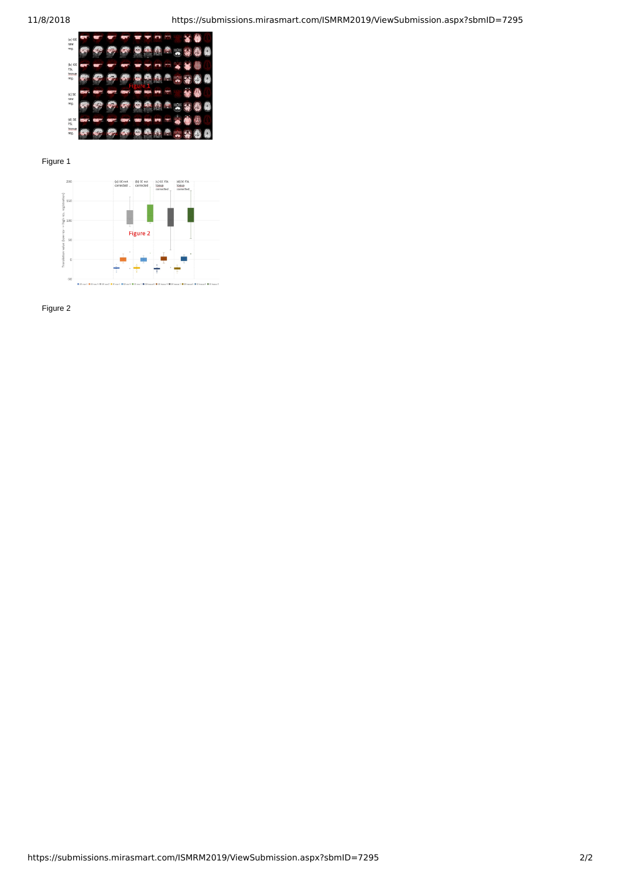(a) GE raw reg.

(b) GE FSL topup reg.

(c) SE raw reg.

(d) SE FSL topup reg.

Figure 1

Figure 1

(a) GE not corrected

(b) SE not corrected

(c) GE FSL topup corrected

(d) SE FSL topup corrected

Translation value (low-res --> high res. registration)

200

150

100

50

0

-50

Figure 2

Figure 2